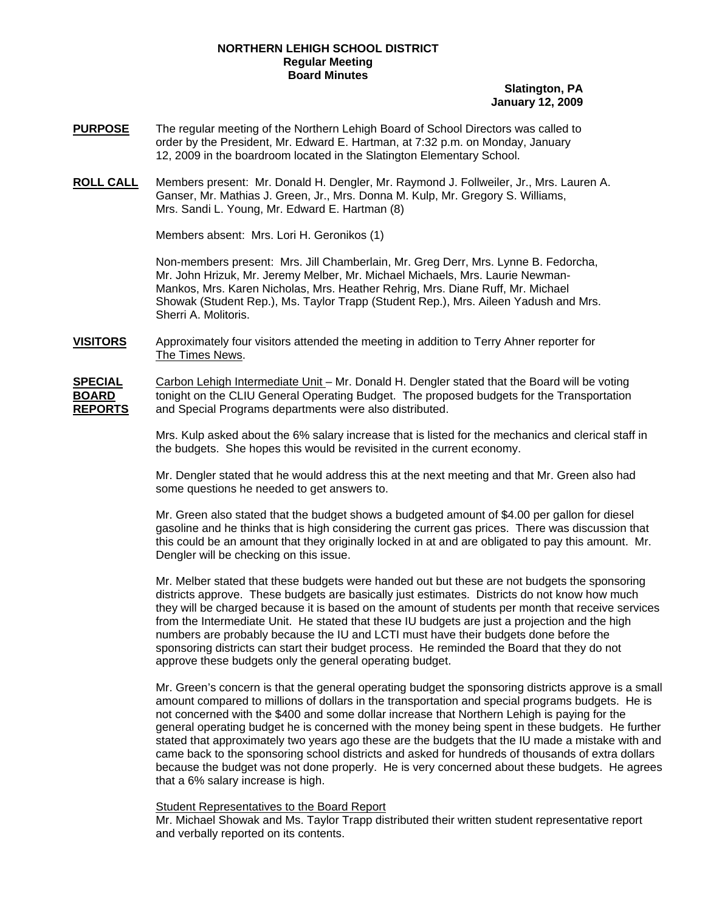**NORTHERN LEHIGH SCHOOL DISTRICT**
**Regular Meeting**
**Board Minutes**

**Slatington, PA**
**January 12, 2009**

**PURPOSE** The regular meeting of the Northern Lehigh Board of School Directors was called to order by the President, Mr. Edward E. Hartman, at 7:32 p.m. on Monday, January 12, 2009 in the boardroom located in the Slatington Elementary School.

**ROLL CALL** Members present: Mr. Donald H. Dengler, Mr. Raymond J. Follweiler, Jr., Mrs. Lauren A. Ganser, Mr. Mathias J. Green, Jr., Mrs. Donna M. Kulp, Mr. Gregory S. Williams, Mrs. Sandi L. Young, Mr. Edward E. Hartman (8)

Members absent: Mrs. Lori H. Geronikos (1)

Non-members present: Mrs. Jill Chamberlain, Mr. Greg Derr, Mrs. Lynne B. Fedorcha, Mr. John Hrizuk, Mr. Jeremy Melber, Mr. Michael Michaels, Mrs. Laurie Newman-Mankos, Mrs. Karen Nicholas, Mrs. Heather Rehrig, Mrs. Diane Ruff, Mr. Michael Showak (Student Rep.), Ms. Taylor Trapp (Student Rep.), Mrs. Aileen Yadush and Mrs. Sherri A. Molitoris.

**VISITORS** Approximately four visitors attended the meeting in addition to Terry Ahner reporter for The Times News.

**SPECIAL BOARD REPORTS** Carbon Lehigh Intermediate Unit – Mr. Donald H. Dengler stated that the Board will be voting tonight on the CLIU General Operating Budget. The proposed budgets for the Transportation and Special Programs departments were also distributed.

Mrs. Kulp asked about the 6% salary increase that is listed for the mechanics and clerical staff in the budgets. She hopes this would be revisited in the current economy.

Mr. Dengler stated that he would address this at the next meeting and that Mr. Green also had some questions he needed to get answers to.

Mr. Green also stated that the budget shows a budgeted amount of $4.00 per gallon for diesel gasoline and he thinks that is high considering the current gas prices. There was discussion that this could be an amount that they originally locked in at and are obligated to pay this amount. Mr. Dengler will be checking on this issue.

Mr. Melber stated that these budgets were handed out but these are not budgets the sponsoring districts approve. These budgets are basically just estimates. Districts do not know how much they will be charged because it is based on the amount of students per month that receive services from the Intermediate Unit. He stated that these IU budgets are just a projection and the high numbers are probably because the IU and LCTI must have their budgets done before the sponsoring districts can start their budget process. He reminded the Board that they do not approve these budgets only the general operating budget.

Mr. Green's concern is that the general operating budget the sponsoring districts approve is a small amount compared to millions of dollars in the transportation and special programs budgets. He is not concerned with the $400 and some dollar increase that Northern Lehigh is paying for the general operating budget he is concerned with the money being spent in these budgets. He further stated that approximately two years ago these are the budgets that the IU made a mistake with and came back to the sponsoring school districts and asked for hundreds of thousands of extra dollars because the budget was not done properly. He is very concerned about these budgets. He agrees that a 6% salary increase is high.

Student Representatives to the Board Report
Mr. Michael Showak and Ms. Taylor Trapp distributed their written student representative report and verbally reported on its contents.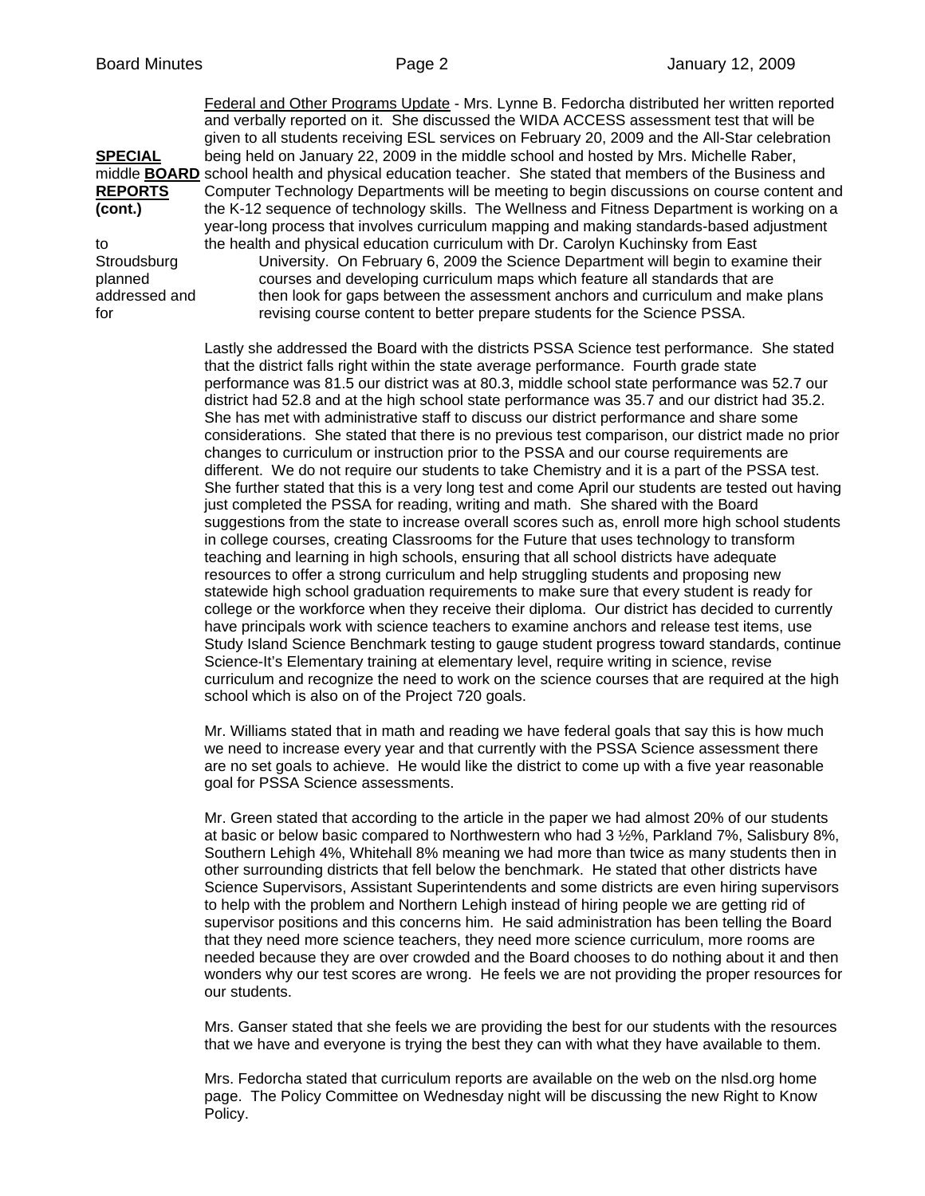**SPECIAL BOARD REPORTS (cont.)**

Federal and Other Programs Update - Mrs. Lynne B. Fedorcha distributed her written reported and verbally reported on it. She discussed the WIDA ACCESS assessment test that will be given to all students receiving ESL services on February 20, 2009 and the All-Star celebration being held on January 22, 2009 in the middle school and hosted by Mrs. Michelle Raber, middle school health and physical education teacher. She stated that members of the Business and Computer Technology Departments will be meeting to begin discussions on course content and the K-12 sequence of technology skills. The Wellness and Fitness Department is working on a year-long process that involves curriculum mapping and making standards-based adjustment to the health and physical education curriculum with Dr. Carolyn Kuchinsky from East Stroudsburg University. On February 6, 2009 the Science Department will begin to examine their planned courses and developing curriculum maps which feature all standards that are addressed and then look for gaps between the assessment anchors and curriculum and make plans for revising course content to better prepare students for the Science PSSA.

Lastly she addressed the Board with the districts PSSA Science test performance. She stated that the district falls right within the state average performance. Fourth grade state performance was 81.5 our district was at 80.3, middle school state performance was 52.7 our district had 52.8 and at the high school state performance was 35.7 and our district had 35.2. She has met with administrative staff to discuss our district performance and share some considerations. She stated that there is no previous test comparison, our district made no prior changes to curriculum or instruction prior to the PSSA and our course requirements are different. We do not require our students to take Chemistry and it is a part of the PSSA test. She further stated that this is a very long test and come April our students are tested out having just completed the PSSA for reading, writing and math. She shared with the Board suggestions from the state to increase overall scores such as, enroll more high school students in college courses, creating Classrooms for the Future that uses technology to transform teaching and learning in high schools, ensuring that all school districts have adequate resources to offer a strong curriculum and help struggling students and proposing new statewide high school graduation requirements to make sure that every student is ready for college or the workforce when they receive their diploma. Our district has decided to currently have principals work with science teachers to examine anchors and release test items, use Study Island Science Benchmark testing to gauge student progress toward standards, continue Science-It's Elementary training at elementary level, require writing in science, revise curriculum and recognize the need to work on the science courses that are required at the high school which is also on of the Project 720 goals.

Mr. Williams stated that in math and reading we have federal goals that say this is how much we need to increase every year and that currently with the PSSA Science assessment there are no set goals to achieve. He would like the district to come up with a five year reasonable goal for PSSA Science assessments.

Mr. Green stated that according to the article in the paper we had almost 20% of our students at basic or below basic compared to Northwestern who had 3 ½%, Parkland 7%, Salisbury 8%, Southern Lehigh 4%, Whitehall 8% meaning we had more than twice as many students then in other surrounding districts that fell below the benchmark. He stated that other districts have Science Supervisors, Assistant Superintendents and some districts are even hiring supervisors to help with the problem and Northern Lehigh instead of hiring people we are getting rid of supervisor positions and this concerns him. He said administration has been telling the Board that they need more science teachers, they need more science curriculum, more rooms are needed because they are over crowded and the Board chooses to do nothing about it and then wonders why our test scores are wrong. He feels we are not providing the proper resources for our students.

Mrs. Ganser stated that she feels we are providing the best for our students with the resources that we have and everyone is trying the best they can with what they have available to them.

Mrs. Fedorcha stated that curriculum reports are available on the web on the nlsd.org home page. The Policy Committee on Wednesday night will be discussing the new Right to Know Policy.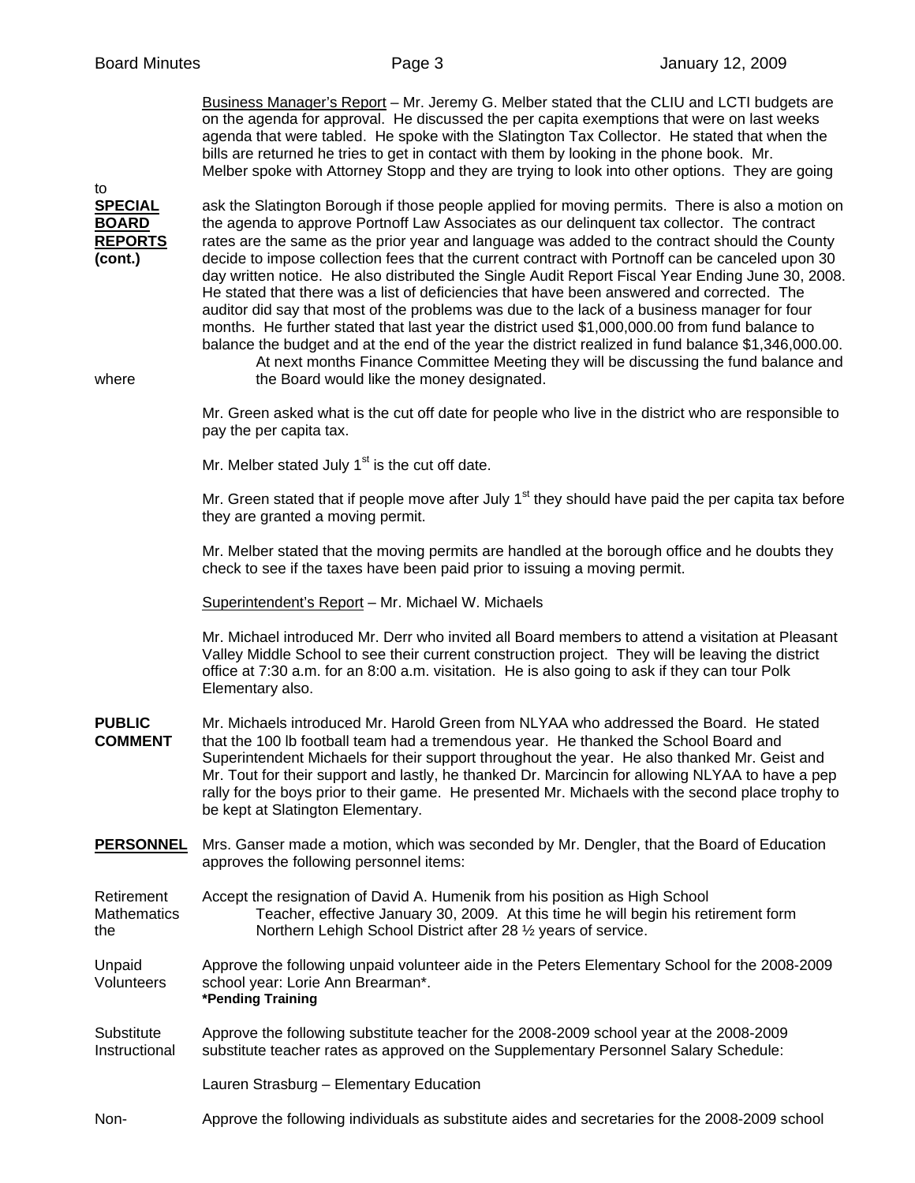**Business Manager's Report** – Mr. Jeremy G. Melber stated that the CLIU and LCTI budgets are on the agenda for approval. He discussed the per capita exemptions that were on last weeks agenda that were tabled. He spoke with the Slatington Tax Collector. He stated that when the bills are returned he tries to get in contact with them by looking in the phone book. Mr. Melber spoke with Attorney Stopp and they are trying to look into other options. They are going to ask the Slatington Borough if those people applied for moving permits. There is also a motion on the agenda to approve Portnoff Law Associates as our delinquent tax collector. The contract rates are the same as the prior year and language was added to the contract should the County decide to impose collection fees that the current contract with Portnoff can be canceled upon 30 day written notice. He also distributed the Single Audit Report Fiscal Year Ending June 30, 2008. He stated that there was a list of deficiencies that have been answered and corrected. The auditor did say that most of the problems was due to the lack of a business manager for four months. He further stated that last year the district used $1,000,000.00 from fund balance to balance the budget and at the end of the year the district realized in fund balance $1,346,000.00.

At next months Finance Committee Meeting they will be discussing the fund balance and where the Board would like the money designated.

**SPECIAL BOARD REPORTS (cont.)**

Mr. Green asked what is the cut off date for people who live in the district who are responsible to pay the per capita tax.

Mr. Melber stated July 1st is the cut off date.

Mr. Green stated that if people move after July 1st they should have paid the per capita tax before they are granted a moving permit.

Mr. Melber stated that the moving permits are handled at the borough office and he doubts they check to see if the taxes have been paid prior to issuing a moving permit.

Superintendent's Report – Mr. Michael W. Michaels

Mr. Michael introduced Mr. Derr who invited all Board members to attend a visitation at Pleasant Valley Middle School to see their current construction project. They will be leaving the district office at 7:30 a.m. for an 8:00 a.m. visitation. He is also going to ask if they can tour Polk Elementary also.

**PUBLIC COMMENT**

Mr. Michaels introduced Mr. Harold Green from NLYAA who addressed the Board. He stated that the 100 lb football team had a tremendous year. He thanked the School Board and Superintendent Michaels for their support throughout the year. He also thanked Mr. Geist and Mr. Tout for their support and lastly, he thanked Dr. Marcincin for allowing NLYAA to have a pep rally for the boys prior to their game. He presented Mr. Michaels with the second place trophy to be kept at Slatington Elementary.

**PERSONNEL**

Mrs. Ganser made a motion, which was seconded by Mr. Dengler, that the Board of Education approves the following personnel items:

Retirement Mathematics

Accept the resignation of David A. Humenik from his position as High School Teacher, effective January 30, 2009. At this time he will begin his retirement form the Northern Lehigh School District after 28 ½ years of service.

Unpaid Volunteers

Approve the following unpaid volunteer aide in the Peters Elementary School for the 2008-2009 school year: Lorie Ann Brearman*.
**\*Pending Training**

Substitute Instructional

Approve the following substitute teacher for the 2008-2009 school year at the 2008-2009 substitute teacher rates as approved on the Supplementary Personnel Salary Schedule:

Lauren Strasburg – Elementary Education

Non-

Approve the following individuals as substitute aides and secretaries for the 2008-2009 school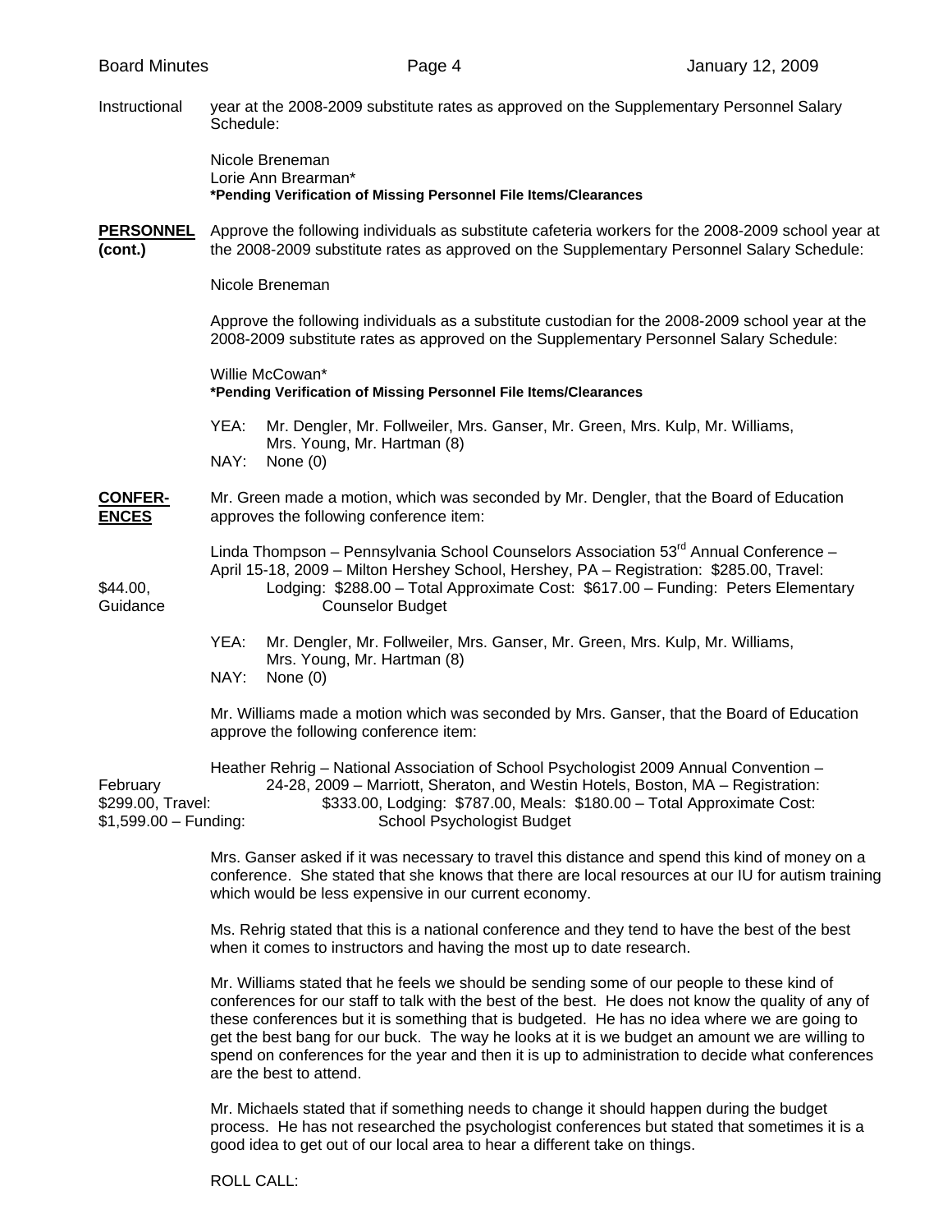Instructional year at the 2008-2009 substitute rates as approved on the Supplementary Personnel Salary Schedule:

Nicole Breneman
Lorie Ann Brearman*
**\*Pending Verification of Missing Personnel File Items/Clearances**

**PERSONNEL (cont.)**

Approve the following individuals as substitute cafeteria workers for the 2008-2009 school year at the 2008-2009 substitute rates as approved on the Supplementary Personnel Salary Schedule:

Nicole Breneman

Approve the following individuals as a substitute custodian for the 2008-2009 school year at the 2008-2009 substitute rates as approved on the Supplementary Personnel Salary Schedule:

Willie McCowan*
**\*Pending Verification of Missing Personnel File Items/Clearances**

YEA: Mr. Dengler, Mr. Follweiler, Mrs. Ganser, Mr. Green, Mrs. Kulp, Mr. Williams, Mrs. Young, Mr. Hartman (8)
NAY: None (0)

**CONFERENCES**

Mr. Green made a motion, which was seconded by Mr. Dengler, that the Board of Education approves the following conference item:

Linda Thompson – Pennsylvania School Counselors Association 53rd Annual Conference – April 15-18, 2009 – Milton Hershey School, Hershey, PA – Registration: $285.00, Travel: $44.00, Lodging: $288.00 – Total Approximate Cost: $617.00 – Funding: Peters Elementary Guidance Counselor Budget

YEA: Mr. Dengler, Mr. Follweiler, Mrs. Ganser, Mr. Green, Mrs. Kulp, Mr. Williams, Mrs. Young, Mr. Hartman (8)
NAY: None (0)

Mr. Williams made a motion which was seconded by Mrs. Ganser, that the Board of Education approve the following conference item:

Heather Rehrig – National Association of School Psychologist 2009 Annual Convention – February 24-28, 2009 – Marriott, Sheraton, and Westin Hotels, Boston, MA – Registration: $299.00, Travel: $333.00, Lodging: $787.00, Meals: $180.00 – Total Approximate Cost: $1,599.00 – Funding: School Psychologist Budget

Mrs. Ganser asked if it was necessary to travel this distance and spend this kind of money on a conference. She stated that she knows that there are local resources at our IU for autism training which would be less expensive in our current economy.

Ms. Rehrig stated that this is a national conference and they tend to have the best of the best when it comes to instructors and having the most up to date research.

Mr. Williams stated that he feels we should be sending some of our people to these kind of conferences for our staff to talk with the best of the best. He does not know the quality of any of these conferences but it is something that is budgeted. He has no idea where we are going to get the best bang for our buck. The way he looks at it is we budget an amount we are willing to spend on conferences for the year and then it is up to administration to decide what conferences are the best to attend.

Mr. Michaels stated that if something needs to change it should happen during the budget process. He has not researched the psychologist conferences but stated that sometimes it is a good idea to get out of our local area to hear a different take on things.

ROLL CALL: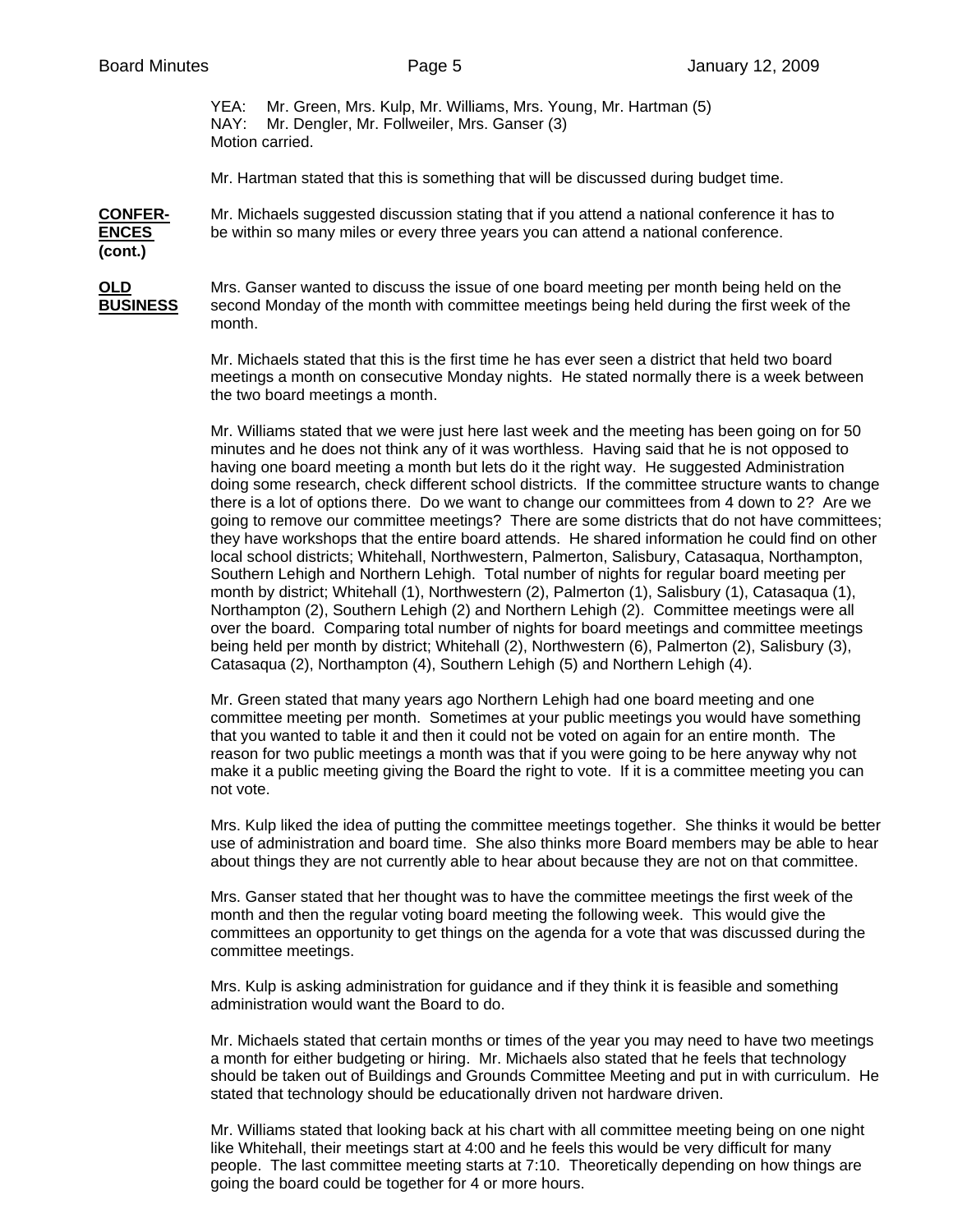YEA: Mr. Green, Mrs. Kulp, Mr. Williams, Mrs. Young, Mr. Hartman (5)
NAY: Mr. Dengler, Mr. Follweiler, Mrs. Ganser (3)
Motion carried.

Mr. Hartman stated that this is something that will be discussed during budget time.

**CONFERENCES (cont.)**

Mr. Michaels suggested discussion stating that if you attend a national conference it has to be within so many miles or every three years you can attend a national conference.

**OLD BUSINESS**

Mrs. Ganser wanted to discuss the issue of one board meeting per month being held on the second Monday of the month with committee meetings being held during the first week of the month.

Mr. Michaels stated that this is the first time he has ever seen a district that held two board meetings a month on consecutive Monday nights. He stated normally there is a week between the two board meetings a month.

Mr. Williams stated that we were just here last week and the meeting has been going on for 50 minutes and he does not think any of it was worthless. Having said that he is not opposed to having one board meeting a month but lets do it the right way. He suggested Administration doing some research, check different school districts. If the committee structure wants to change there is a lot of options there. Do we want to change our committees from 4 down to 2? Are we going to remove our committee meetings? There are some districts that do not have committees; they have workshops that the entire board attends. He shared information he could find on other local school districts; Whitehall, Northwestern, Palmerton, Salisbury, Catasaqua, Northampton, Southern Lehigh and Northern Lehigh. Total number of nights for regular board meeting per month by district; Whitehall (1), Northwestern (2), Palmerton (1), Salisbury (1), Catasaqua (1), Northampton (2), Southern Lehigh (2) and Northern Lehigh (2). Committee meetings were all over the board. Comparing total number of nights for board meetings and committee meetings being held per month by district; Whitehall (2), Northwestern (6), Palmerton (2), Salisbury (3), Catasaqua (2), Northampton (4), Southern Lehigh (5) and Northern Lehigh (4).

Mr. Green stated that many years ago Northern Lehigh had one board meeting and one committee meeting per month. Sometimes at your public meetings you would have something that you wanted to table it and then it could not be voted on again for an entire month. The reason for two public meetings a month was that if you were going to be here anyway why not make it a public meeting giving the Board the right to vote. If it is a committee meeting you can not vote.

Mrs. Kulp liked the idea of putting the committee meetings together. She thinks it would be better use of administration and board time. She also thinks more Board members may be able to hear about things they are not currently able to hear about because they are not on that committee.

Mrs. Ganser stated that her thought was to have the committee meetings the first week of the month and then the regular voting board meeting the following week. This would give the committees an opportunity to get things on the agenda for a vote that was discussed during the committee meetings.

Mrs. Kulp is asking administration for guidance and if they think it is feasible and something administration would want the Board to do.

Mr. Michaels stated that certain months or times of the year you may need to have two meetings a month for either budgeting or hiring. Mr. Michaels also stated that he feels that technology should be taken out of Buildings and Grounds Committee Meeting and put in with curriculum. He stated that technology should be educationally driven not hardware driven.

Mr. Williams stated that looking back at his chart with all committee meeting being on one night like Whitehall, their meetings start at 4:00 and he feels this would be very difficult for many people. The last committee meeting starts at 7:10. Theoretically depending on how things are going the board could be together for 4 or more hours.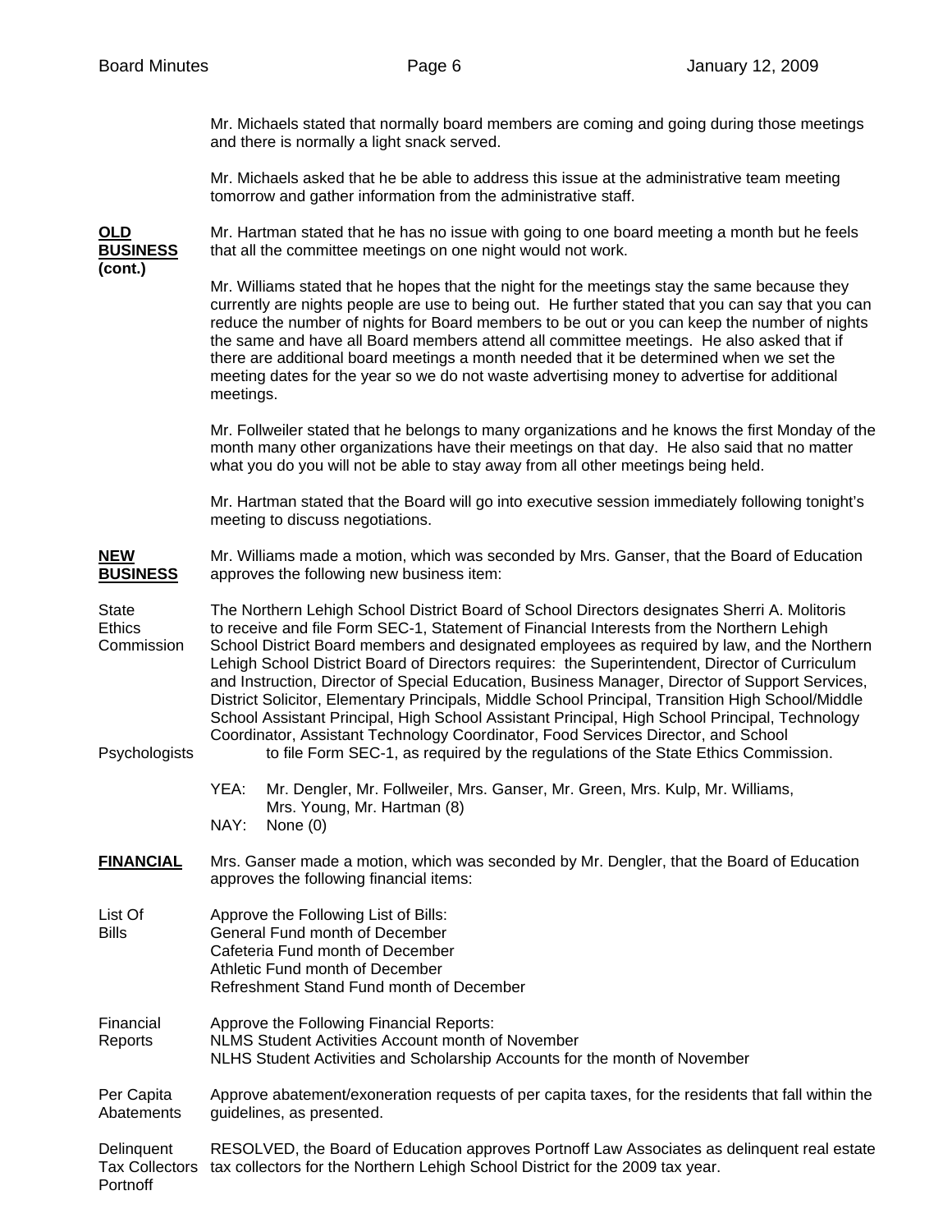Mr. Michaels stated that normally board members are coming and going during those meetings and there is normally a light snack served.

Mr. Michaels asked that he be able to address this issue at the administrative team meeting tomorrow and gather information from the administrative staff.

**OLD BUSINESS (cont.)**

Mr. Hartman stated that he has no issue with going to one board meeting a month but he feels that all the committee meetings on one night would not work.

Mr. Williams stated that he hopes that the night for the meetings stay the same because they currently are nights people are use to being out. He further stated that you can say that you can reduce the number of nights for Board members to be out or you can keep the number of nights the same and have all Board members attend all committee meetings. He also asked that if there are additional board meetings a month needed that it be determined when we set the meeting dates for the year so we do not waste advertising money to advertise for additional meetings.

Mr. Follweiler stated that he belongs to many organizations and he knows the first Monday of the month many other organizations have their meetings on that day. He also said that no matter what you do you will not be able to stay away from all other meetings being held.

Mr. Hartman stated that the Board will go into executive session immediately following tonight's meeting to discuss negotiations.

**NEW BUSINESS**

Mr. Williams made a motion, which was seconded by Mrs. Ganser, that the Board of Education approves the following new business item:

State Ethics Commission Psychologists

The Northern Lehigh School District Board of School Directors designates Sherri A. Molitoris to receive and file Form SEC-1, Statement of Financial Interests from the Northern Lehigh School District Board members and designated employees as required by law, and the Northern Lehigh School District Board of Directors requires: the Superintendent, Director of Curriculum and Instruction, Director of Special Education, Business Manager, Director of Support Services, District Solicitor, Elementary Principals, Middle School Principal, Transition High School/Middle School Assistant Principal, High School Assistant Principal, High School Principal, Technology Coordinator, Assistant Technology Coordinator, Food Services Director, and School to file Form SEC-1, as required by the regulations of the State Ethics Commission.

YEA: Mr. Dengler, Mr. Follweiler, Mrs. Ganser, Mr. Green, Mrs. Kulp, Mr. Williams, Mrs. Young, Mr. Hartman (8)
NAY: None (0)

**FINANCIAL**

Mrs. Ganser made a motion, which was seconded by Mr. Dengler, that the Board of Education approves the following financial items:

List Of Bills

Approve the Following List of Bills:
General Fund month of December
Cafeteria Fund month of December
Athletic Fund month of December
Refreshment Stand Fund month of December

Financial Reports

Approve the Following Financial Reports:
NLMS Student Activities Account month of November
NLHS Student Activities and Scholarship Accounts for the month of November

Per Capita Abatements

Approve abatement/exoneration requests of per capita taxes, for the residents that fall within the guidelines, as presented.

Delinquent Tax Collectors Portnoff

RESOLVED, the Board of Education approves Portnoff Law Associates as delinquent real estate tax collectors for the Northern Lehigh School District for the 2009 tax year.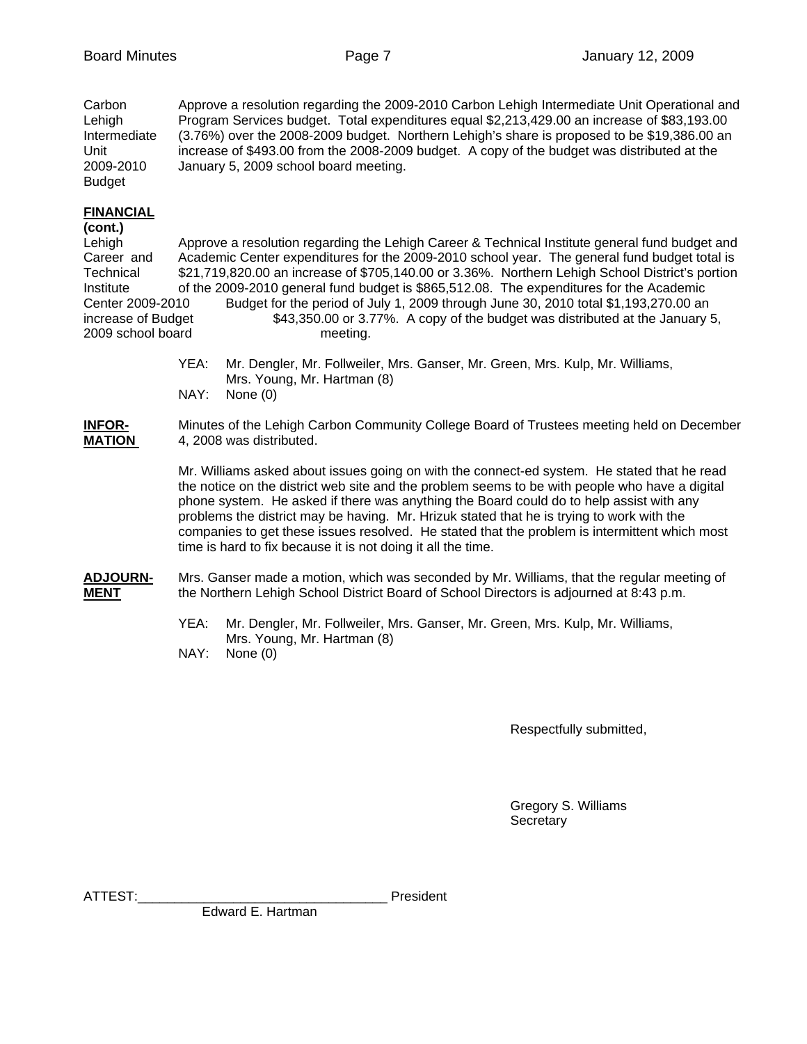**Carbon Lehigh Intermediate Unit 2009-2010 Budget**

Approve a resolution regarding the 2009-2010 Carbon Lehigh Intermediate Unit Operational and Program Services budget. Total expenditures equal $2,213,429.00 an increase of $83,193.00 (3.76%) over the 2008-2009 budget. Northern Lehigh's share is proposed to be $19,386.00 an increase of $493.00 from the 2008-2009 budget. A copy of the budget was distributed at the January 5, 2009 school board meeting.

**FINANCIAL (cont.)**

**Lehigh Career and Technical Institute Academic Center 2009-2010 Budget**

Approve a resolution regarding the Lehigh Career & Technical Institute general fund budget and Academic Center expenditures for the 2009-2010 school year. The general fund budget total is $21,719,820.00 an increase of $705,140.00 or 3.36%. Northern Lehigh School District's portion of the 2009-2010 general fund budget is $865,512.08. The expenditures for the Academic Center Budget for the period of July 1, 2009 through June 30, 2010 total $1,193,270.00 an increase of $43,350.00 or 3.77%. A copy of the budget was distributed at the January 5, 2009 school board meeting.

YEA: Mr. Dengler, Mr. Follweiler, Mrs. Ganser, Mr. Green, Mrs. Kulp, Mr. Williams, Mrs. Young, Mr. Hartman (8)
NAY: None (0)

**INFORMATION**

Minutes of the Lehigh Carbon Community College Board of Trustees meeting held on December 4, 2008 was distributed.

Mr. Williams asked about issues going on with the connect-ed system. He stated that he read the notice on the district web site and the problem seems to be with people who have a digital phone system. He asked if there was anything the Board could do to help assist with any problems the district may be having. Mr. Hrizuk stated that he is trying to work with the companies to get these issues resolved. He stated that the problem is intermittent which most time is hard to fix because it is not doing it all the time.

**ADJOURNMENT**

Mrs. Ganser made a motion, which was seconded by Mr. Williams, that the regular meeting of the Northern Lehigh School District Board of School Directors is adjourned at 8:43 p.m.

YEA: Mr. Dengler, Mr. Follweiler, Mrs. Ganser, Mr. Green, Mrs. Kulp, Mr. Williams, Mrs. Young, Mr. Hartman (8)
NAY: None (0)

Respectfully submitted,

Gregory S. Williams
Secretary

ATTEST:_________________________________ President
Edward E. Hartman